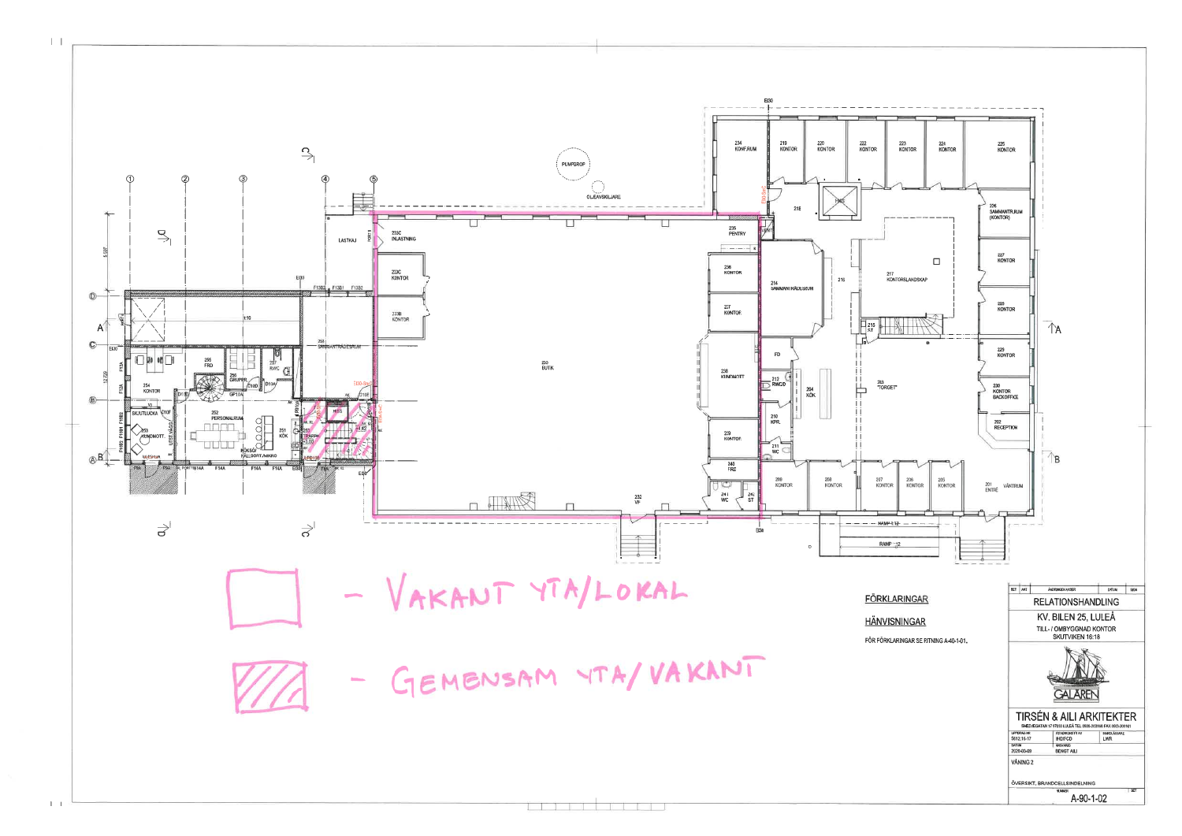- VAKANT YTA/LOKAL

- GEMENSAM YTA/VAKANT

FÖRKLARINGAR

HÄNVISNINGAR

FÖR FÖRKLARINGAR SE RITNING A-40-1-01.

RELATIONSHANDLING

KV. BILEN 25, LULEÅ

TILL- / OMBYGGNAD KONTOR
SKUTVIKEN 16:18

GALAREN

TIRSÉN & AILI ARKITEKTER

SMEDJEGATAN 17 97233 LULEÅ TEL 0920-203160 FAX 0920-203161

| UPPDRAG NR | RITAD/KONSTR AV | HANDLÄGGARE |
|---|---|---|
| 5012.16-17 | IHD/FCD | LMR |
| DATUM | ANSVARIG | |
| 2020-03-09 | BENGT AILI | |

VÅNING 2

ÖVERSIKT, BRANDCELLSINDELNING

A-90-1-02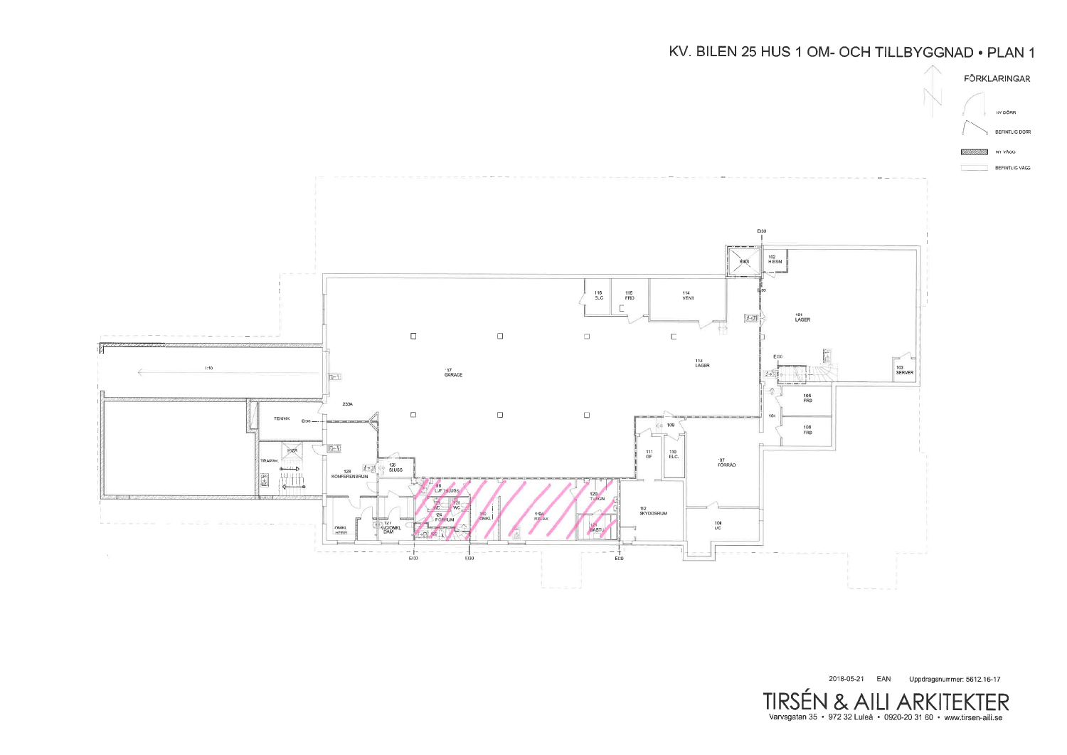# KV. BILEN 25 HUS 1 OM- OCH TILLBYGGNAD • PLAN 1

FÖRKLARINGAR

NY DÖRR

BEFINTLIG DÖRR

NY VÄGG

BEFINTLIG VÄGG

102 HISSM

HISS

116 ELC

115 FRD

114 VENT

101 LAGER

113 LAGER

117 GARAGE

103 SERVER

105 FRD

106 FRD

104

1:10

233A

TEKNIK

TRAPPH.

HISS

128 KONFERENSRUM

126 SLUSS

109

111 OF

110 ELC.

107 FÖRRÅD

118 LUFTSLUSS

WC

124 FOAJÉ/UM

125 WC

119 OMKL

119A RELAX

120 TVÄGN

121 BASTU

112 SKYDDSRUM

108 UC

OMKL HERR

127 OMKL DAM

122

EI30

2018-05-21 EAN Uppdragsnummer: 5612.16-17

TIRSÉN & AILI ARKITEKTER

Varvsgatan 35 • 972 32 Luleå • 0920-20 31 60 • www.tirsen-aili.se